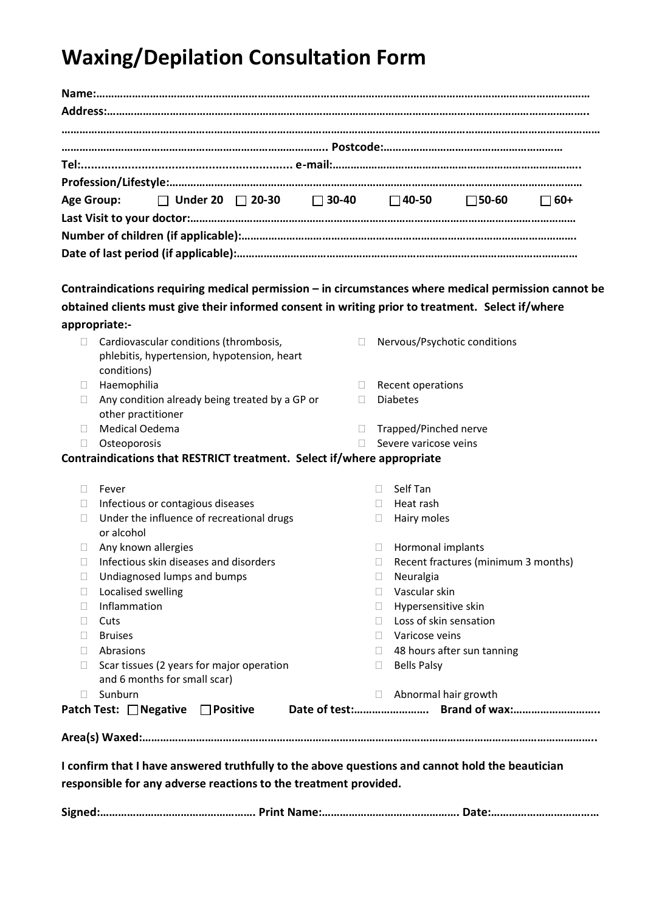# Waxing/Depilation Consultation Form

**Name:……………………………………………………………………………………………………………………………………………**

**Address:…………………………………………………………………………………………………………………………………………..**

**…………………………………………………………………………………………………………………………………………………………**

**……………………………………………………………………………… Postcode:……………………………………………………**

**Tel:.............................................................. e-mail:……………………………………………………………………….**

**Profession/Lifestyle:…………………………………………………………………………………………………………………………**

**Age Group:** ☐ **Under 20** ☐ **20-30** ☐ **30-40** ☐ **40-50** ☐ **50-60** ☐ **60+**

**Last Visit to your doctor:…………………………………………………………………………………………………………………**

**Number of children (if applicable):……………………………………………………………………………………………….**

**Date of last period (if applicable):…………………………………………………………………………………………………**

**Contraindications requiring medical permission – in circumstances where medical permission cannot be obtained clients must give their informed consent in writing prior to treatment. Select if/where appropriate:-**

- ☐ Cardiovascular conditions (thrombosis, phlebitis, hypertension, hypotension, heart conditions)
- ☐ Haemophilia
- ☐ Any condition already being treated by a GP or other practitioner
- ☐ Medical Oedema
- ☐ Osteoporosis
- ☐ Nervous/Psychotic conditions
- ☐ Recent operations
- ☐ Diabetes
- ☐ Trapped/Pinched nerve
- ☐ Severe varicose veins

**Contraindications that RESTRICT treatment. Select if/where appropriate**

- ☐ Fever
- ☐ Infectious or contagious diseases
- ☐ Under the influence of recreational drugs or alcohol
- ☐ Any known allergies
- ☐ Infectious skin diseases and disorders
- ☐ Undiagnosed lumps and bumps
- ☐ Localised swelling
- ☐ Inflammation
- ☐ Cuts
- ☐ Bruises
- ☐ Abrasions
- ☐ Scar tissues (2 years for major operation and 6 months for small scar)
- ☐ Sunburn
- ☐ Self Tan
- ☐ Heat rash
- ☐ Hairy moles
- ☐ Hormonal implants
- ☐ Recent fractures (minimum 3 months)
- ☐ Neuralgia
- ☐ Vascular skin
- ☐ Hypersensitive skin
- ☐ Loss of skin sensation
- ☐ Varicose veins
- ☐ 48 hours after sun tanning
- ☐ Bells Palsy
- ☐ Abnormal hair growth

**Patch Test:** ☐ **Negative** ☐ **Positive** **Date of test:……………………. Brand of wax:………………………..**

**Area(s) Waxed:……………………………………………………………………………………………………………………………..**

**I confirm that I have answered truthfully to the above questions and cannot hold the beautician responsible for any adverse reactions to the treatment provided.**

**Signed:……………………………………………. Print Name:………………………………………. Date:………………………………**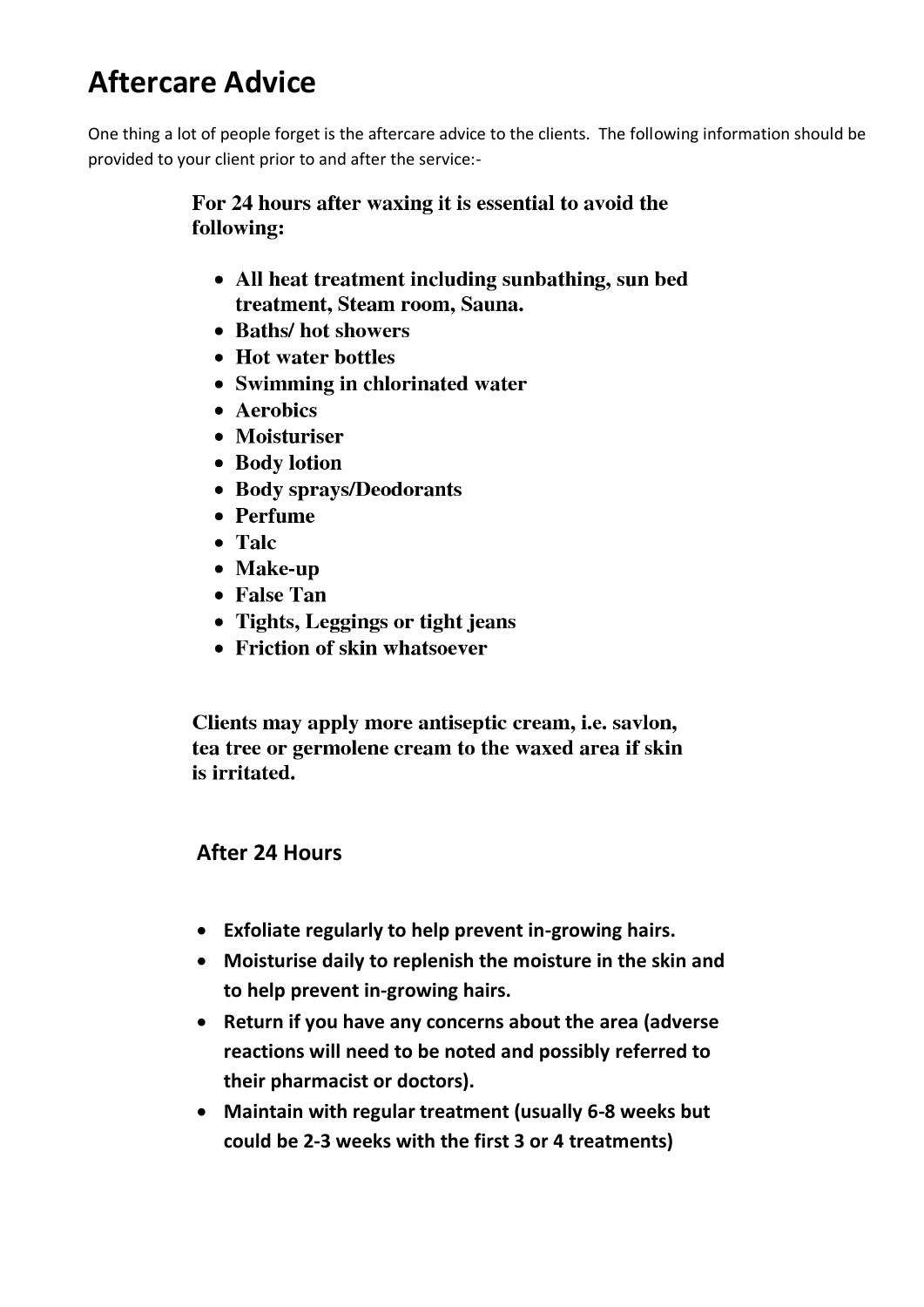# Aftercare Advice

One thing a lot of people forget is the aftercare advice to the clients. The following information should be provided to your client prior to and after the service:-

**For 24 hours after waxing it is essential to avoid the following:**

- **All heat treatment including sunbathing, sun bed treatment, Steam room, Sauna.**
- **Baths/ hot showers**
- **Hot water bottles**
- **Swimming in chlorinated water**
- **Aerobics**
- **Moisturiser**
- **Body lotion**
- **Body sprays/Deodorants**
- **Perfume**
- **Talc**
- **Make-up**
- **False Tan**
- **Tights, Leggings or tight jeans**
- **Friction of skin whatsoever**

**Clients may apply more antiseptic cream, i.e. savlon, tea tree or germolene cream to the waxed area if skin is irritated.**

## After 24 Hours

- **Exfoliate regularly to help prevent in-growing hairs.**
- **Moisturise daily to replenish the moisture in the skin and to help prevent in-growing hairs.**
- **Return if you have any concerns about the area (adverse reactions will need to be noted and possibly referred to their pharmacist or doctors).**
- **Maintain with regular treatment (usually 6-8 weeks but could be 2-3 weeks with the first 3 or 4 treatments)**